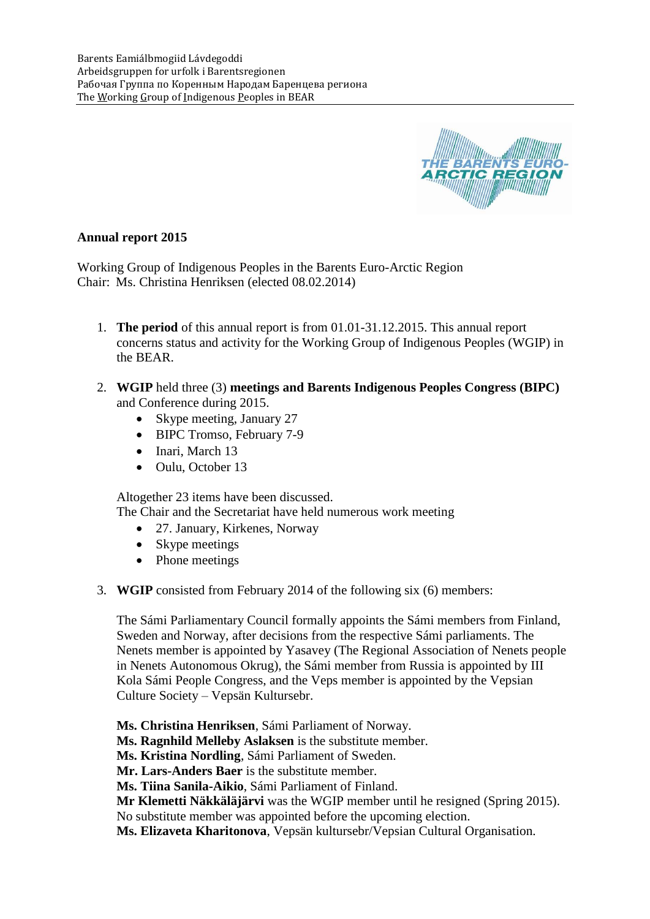Barents Eamiálbmogiid Lávdegoddi
Arbeidsgruppen for urfolk i Barentsregionen
Рабочая Группа по Коренным Народам Баренцева региона
The Working Group of Indigenous Peoples in BEAR

**Annual report 2015**

Working Group of Indigenous Peoples in the Barents Euro-Arctic Region
Chair: Ms. Christina Henriksen (elected 08.02.2014)

1. **The period** of this annual report is from 01.01-31.12.2015. This annual report concerns status and activity for the Working Group of Indigenous Peoples (WGIP) in the BEAR.

2. **WGIP** held three (3) **meetings and Barents Indigenous Peoples Congress (BIPC)** and Conference during 2015.
   - Skype meeting, January 27
   - BIPC Tromso, February 7-9
   - Inari, March 13
   - Oulu, October 13

   Altogether 23 items have been discussed.
   The Chair and the Secretariat have held numerous work meeting
   - 27. January, Kirkenes, Norway
   - Skype meetings
   - Phone meetings

3. **WGIP** consisted from February 2014 of the following six (6) members:

   The Sámi Parliamentary Council formally appoints the Sámi members from Finland, Sweden and Norway, after decisions from the respective Sámi parliaments. The Nenets member is appointed by Yasavey (The Regional Association of Nenets people in Nenets Autonomous Okrug), the Sámi member from Russia is appointed by III Kola Sámi People Congress, and the Veps member is appointed by the Vepsian Culture Society – Vepsän Kultursebr.

   **Ms. Christina Henriksen**, Sámi Parliament of Norway.
   **Ms. Ragnhild Melleby Aslaksen** is the substitute member.
   **Ms. Kristina Nordling**, Sámi Parliament of Sweden.
   **Mr. Lars-Anders Baer** is the substitute member.
   **Ms. Tiina Sanila-Aikio**, Sámi Parliament of Finland.
   **Mr Klemetti Näkkäläjärvi** was the WGIP member until he resigned (Spring 2015). No substitute member was appointed before the upcoming election.
   **Ms. Elizaveta Kharitonova**, Vepsän kultursebr/Vepsian Cultural Organisation.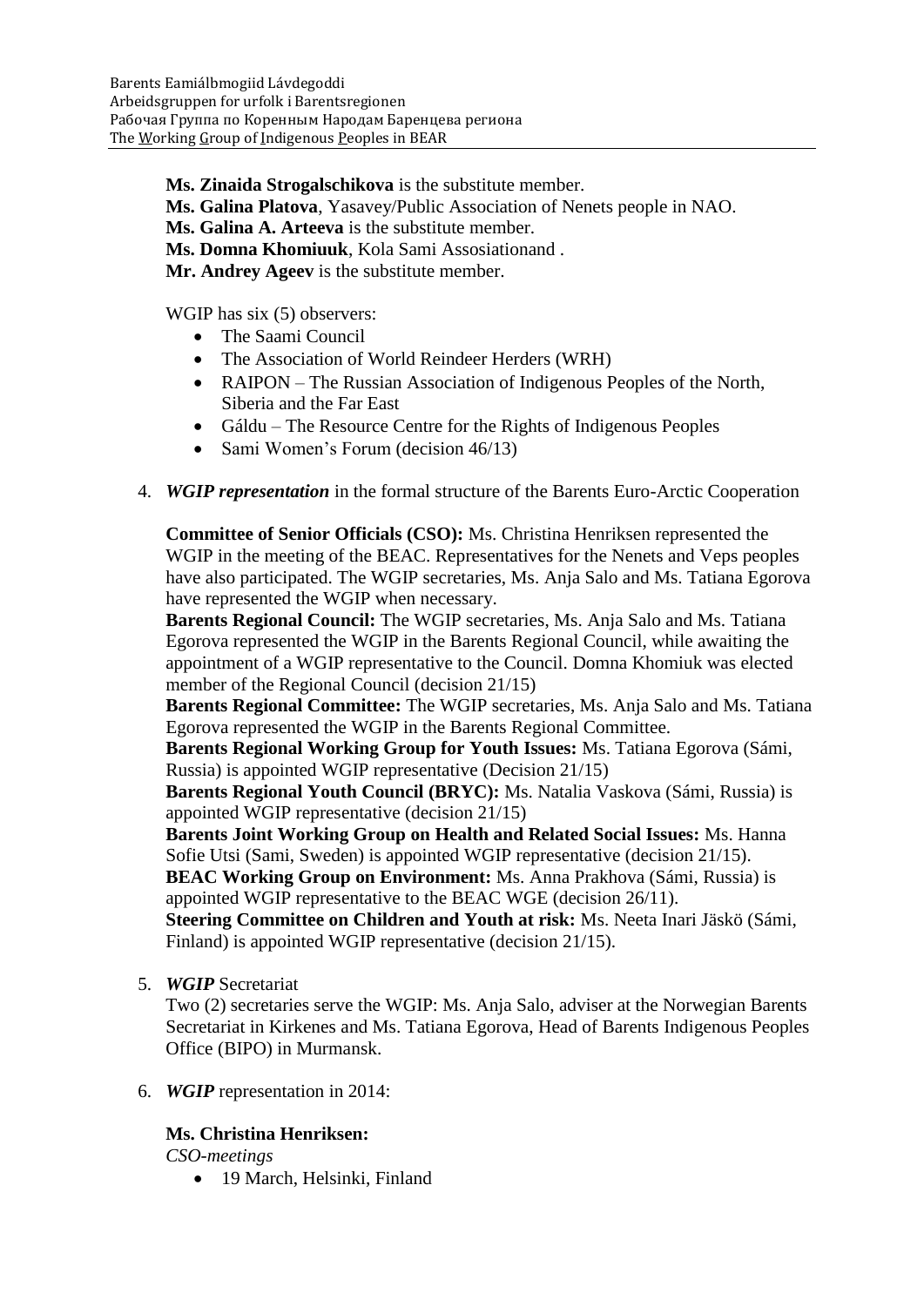**Ms. Zinaida Strogalschikova** is the substitute member.
**Ms. Galina Platova**, Yasavey/Public Association of Nenets people in NAO.
**Ms. Galina A. Arteeva** is the substitute member.
**Ms. Domna Khomiuuk**, Kola Sami Assosiationand .
**Mr. Andrey Ageev** is the substitute member.

WGIP has six (5) observers:

- The Saami Council
- The Association of World Reindeer Herders (WRH)
- RAIPON – The Russian Association of Indigenous Peoples of the North, Siberia and the Far East
- Gáldu – The Resource Centre for the Rights of Indigenous Peoples
- Sami Women's Forum (decision 46/13)

4. ***WGIP representation*** in the formal structure of the Barents Euro-Arctic Cooperation

**Committee of Senior Officials (CSO):** Ms. Christina Henriksen represented the WGIP in the meeting of the BEAC. Representatives for the Nenets and Veps peoples have also participated. The WGIP secretaries, Ms. Anja Salo and Ms. Tatiana Egorova have represented the WGIP when necessary.
**Barents Regional Council:** The WGIP secretaries, Ms. Anja Salo and Ms. Tatiana Egorova represented the WGIP in the Barents Regional Council, while awaiting the appointment of a WGIP representative to the Council. Domna Khomiuk was elected member of the Regional Council (decision 21/15)
**Barents Regional Committee:** The WGIP secretaries, Ms. Anja Salo and Ms. Tatiana Egorova represented the WGIP in the Barents Regional Committee.
**Barents Regional Working Group for Youth Issues:** Ms. Tatiana Egorova (Sámi, Russia) is appointed WGIP representative (Decision 21/15)
**Barents Regional Youth Council (BRYC):** Ms. Natalia Vaskova (Sámi, Russia) is appointed WGIP representative (decision 21/15)
**Barents Joint Working Group on Health and Related Social Issues:** Ms. Hanna Sofie Utsi (Sami, Sweden) is appointed WGIP representative (decision 21/15).
**BEAC Working Group on Environment:** Ms. Anna Prakhova (Sámi, Russia) is appointed WGIP representative to the BEAC WGE (decision 26/11).
**Steering Committee on Children and Youth at risk:** Ms. Neeta Inari Jäskö (Sámi, Finland) is appointed WGIP representative (decision 21/15).

5. ***WGIP*** Secretariat

Two (2) secretaries serve the WGIP: Ms. Anja Salo, adviser at the Norwegian Barents Secretariat in Kirkenes and Ms. Tatiana Egorova, Head of Barents Indigenous Peoples Office (BIPO) in Murmansk.

6. ***WGIP*** representation in 2014:

**Ms. Christina Henriksen:**
*CSO-meetings*

- 19 March, Helsinki, Finland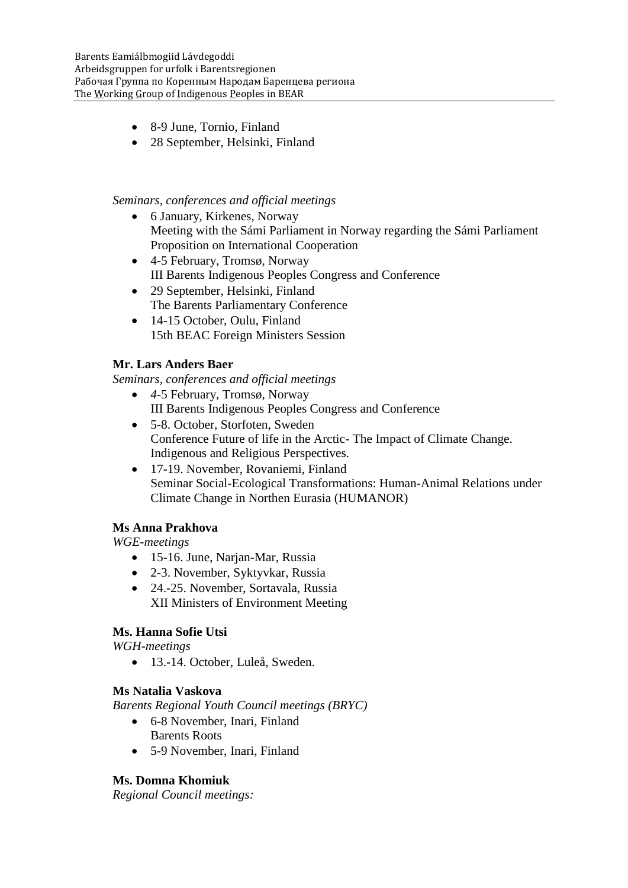- 8-9 June, Tornio, Finland
- 28 September, Helsinki, Finland

*Seminars, conferences and official meetings*

- 6 January, Kirkenes, Norway
  Meeting with the Sámi Parliament in Norway regarding the Sámi Parliament Proposition on International Cooperation
- 4-5 February, Tromsø, Norway
  III Barents Indigenous Peoples Congress and Conference
- 29 September, Helsinki, Finland
  The Barents Parliamentary Conference
- 14-15 October, Oulu, Finland
  15th BEAC Foreign Ministers Session

**Mr. Lars Anders Baer**

*Seminars, conferences and official meetings*

- *4*-5 February, Tromsø, Norway
  III Barents Indigenous Peoples Congress and Conference
- 5-8. October, Storfoten, Sweden
  Conference Future of life in the Arctic- The Impact of Climate Change. Indigenous and Religious Perspectives.
- 17-19. November, Rovaniemi, Finland
  Seminar Social-Ecological Transformations: Human-Animal Relations under Climate Change in Northen Eurasia (HUMANOR)

**Ms Anna Prakhova**

*WGE-meetings*

- 15-16. June, Narjan-Mar, Russia
- 2-3. November, Syktyvkar, Russia
- 24.-25. November, Sortavala, Russia
  XII Ministers of Environment Meeting

**Ms. Hanna Sofie Utsi**

*WGH-meetings*

- 13.-14. October, Luleå, Sweden.

**Ms Natalia Vaskova**

*Barents Regional Youth Council meetings (BRYC)*

- 6-8 November, Inari, Finland
  Barents Roots
- 5-9 November, Inari, Finland

**Ms. Domna Khomiuk**

*Regional Council meetings:*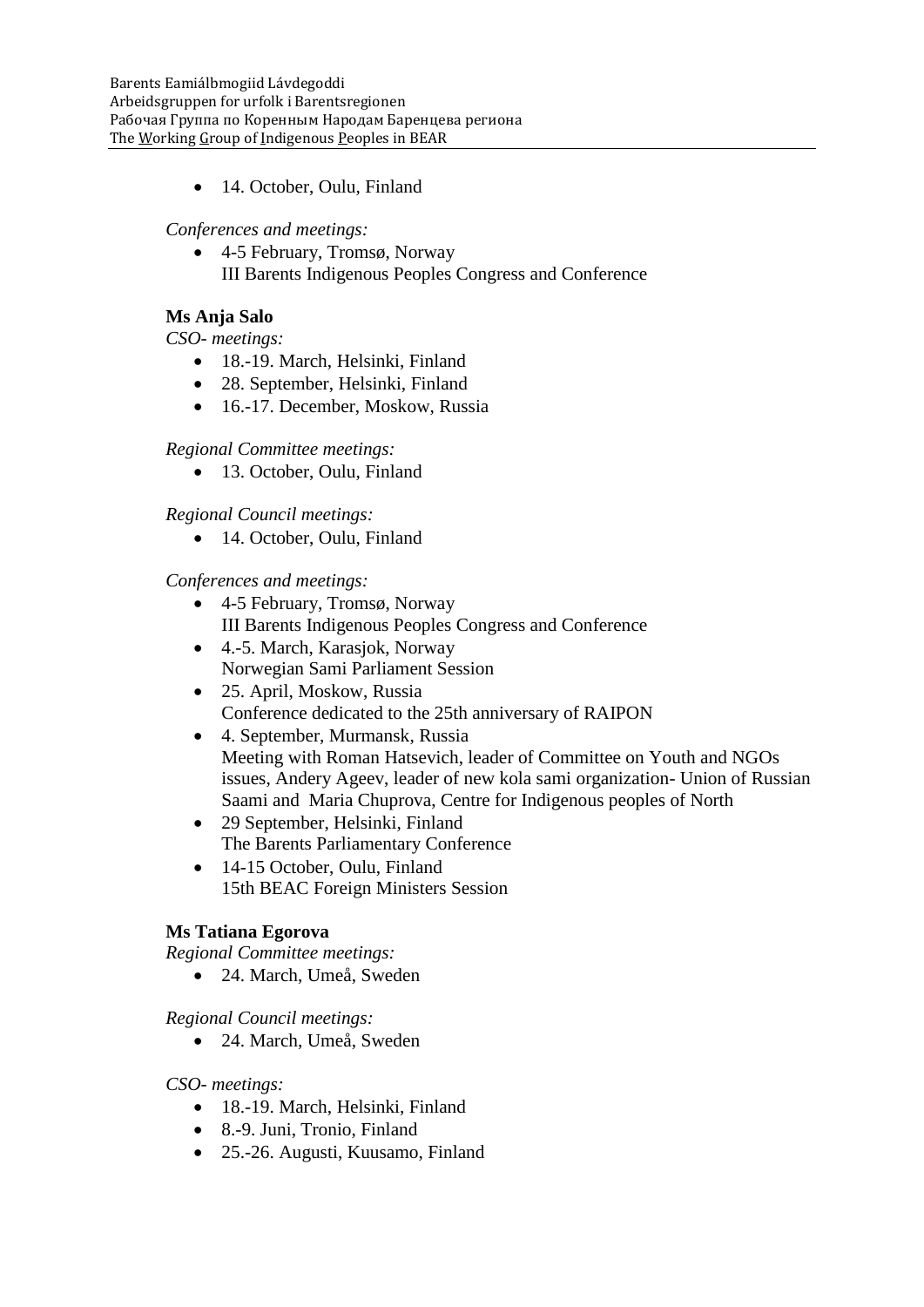- 14. October, Oulu, Finland

*Conferences and meetings:*

- 4-5 February, Tromsø, Norway
  III Barents Indigenous Peoples Congress and Conference

**Ms Anja Salo**

*CSO- meetings:*

- 18.-19. March, Helsinki, Finland
- 28. September, Helsinki, Finland
- 16.-17. December, Moskow, Russia

*Regional Committee meetings:*

- 13. October, Oulu, Finland

*Regional Council meetings:*

- 14. October, Oulu, Finland

*Conferences and meetings:*

- 4-5 February, Tromsø, Norway
  III Barents Indigenous Peoples Congress and Conference
- 4.-5. March, Karasjok, Norway
  Norwegian Sami Parliament Session
- 25. April, Moskow, Russia
  Conference dedicated to the 25th anniversary of RAIPON
- 4. September, Murmansk, Russia
  Meeting with Roman Hatsevich, leader of Committee on Youth and NGOs issues, Andery Ageev, leader of new kola sami organization- Union of Russian Saami and Maria Chuprova, Centre for Indigenous peoples of North
- 29 September, Helsinki, Finland
  The Barents Parliamentary Conference
- 14-15 October, Oulu, Finland
  15th BEAC Foreign Ministers Session

**Ms Tatiana Egorova**

*Regional Committee meetings:*

- 24. March, Umeå, Sweden

*Regional Council meetings:*

- 24. March, Umeå, Sweden

*CSO- meetings:*

- 18.-19. March, Helsinki, Finland
- 8.-9. Juni, Tronio, Finland
- 25.-26. Augusti, Kuusamo, Finland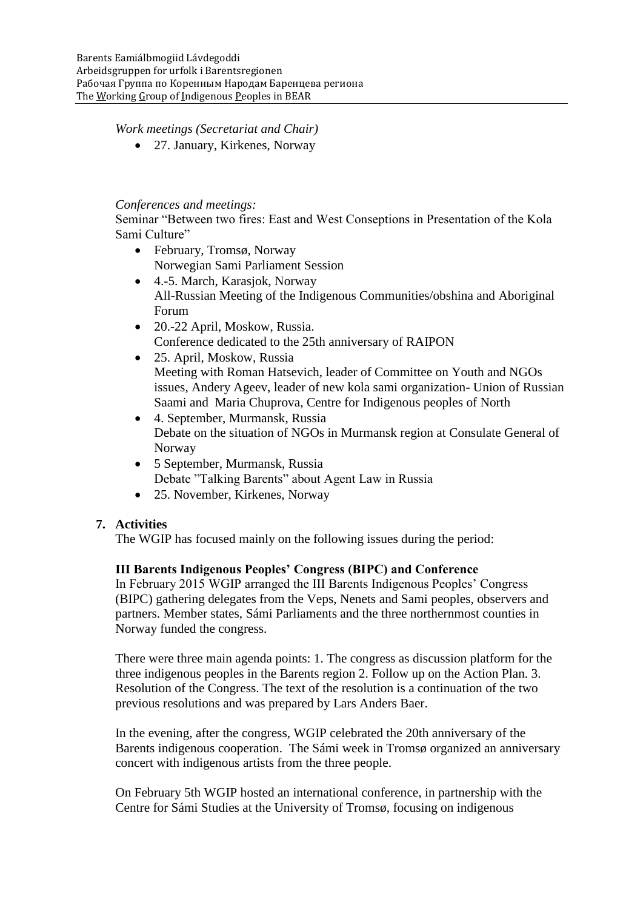*Work meetings (Secretariat and Chair)*

- 27. January, Kirkenes, Norway

*Conferences and meetings:*

Seminar "Between two fires: East and West Conseptions in Presentation of the Kola Sami Culture"

- February, Tromsø, Norway
  Norwegian Sami Parliament Session
- 4.-5. March, Karasjok, Norway
  All-Russian Meeting of the Indigenous Communities/obshina and Aboriginal Forum
- 20.-22 April, Moskow, Russia.
  Conference dedicated to the 25th anniversary of RAIPON
- 25. April, Moskow, Russia
  Meeting with Roman Hatsevich, leader of Committee on Youth and NGOs issues, Andery Ageev, leader of new kola sami organization- Union of Russian Saami and Maria Chuprova, Centre for Indigenous peoples of North
- 4. September, Murmansk, Russia
  Debate on the situation of NGOs in Murmansk region at Consulate General of Norway
- 5 September, Murmansk, Russia
  Debate "Talking Barents" about Agent Law in Russia
- 25. November, Kirkenes, Norway

## 7. Activities

The WGIP has focused mainly on the following issues during the period:

**III Barents Indigenous Peoples' Congress (BIPC) and Conference**

In February 2015 WGIP arranged the III Barents Indigenous Peoples' Congress (BIPC) gathering delegates from the Veps, Nenets and Sami peoples, observers and partners. Member states, Sámi Parliaments and the three northernmost counties in Norway funded the congress.

There were three main agenda points: 1. The congress as discussion platform for the three indigenous peoples in the Barents region 2. Follow up on the Action Plan. 3. Resolution of the Congress. The text of the resolution is a continuation of the two previous resolutions and was prepared by Lars Anders Baer.

In the evening, after the congress, WGIP celebrated the 20th anniversary of the Barents indigenous cooperation. The Sámi week in Tromsø organized an anniversary concert with indigenous artists from the three people.

On February 5th WGIP hosted an international conference, in partnership with the Centre for Sámi Studies at the University of Tromsø, focusing on indigenous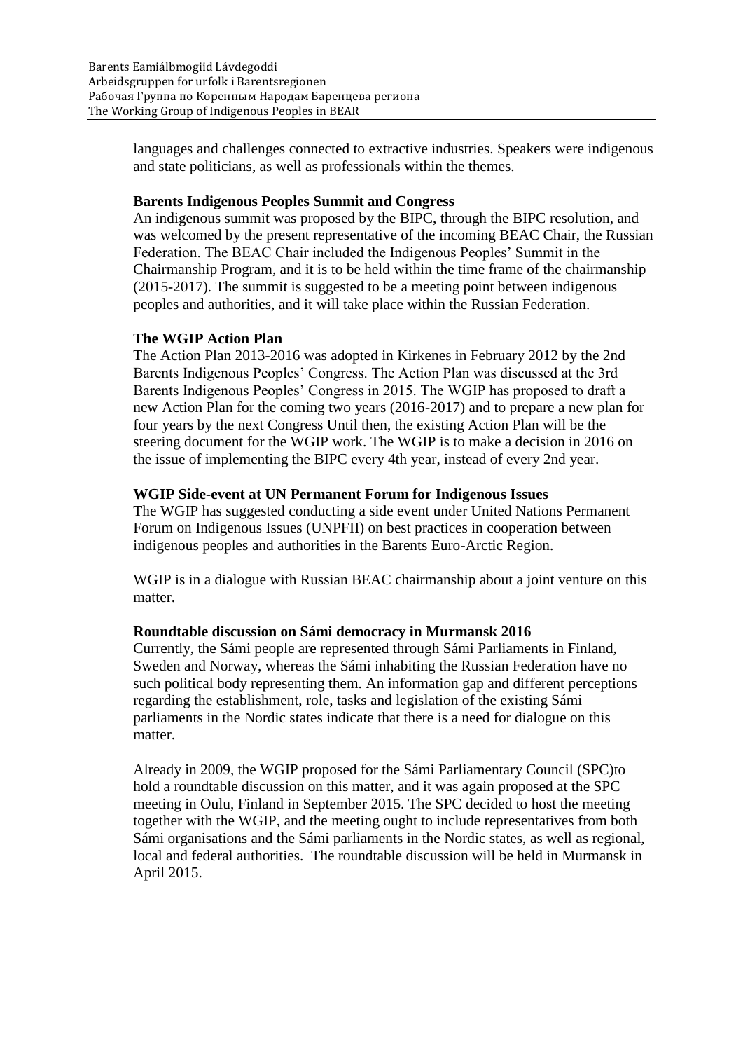languages and challenges connected to extractive industries. Speakers were indigenous and state politicians, as well as professionals within the themes.

**Barents Indigenous Peoples Summit and Congress**

An indigenous summit was proposed by the BIPC, through the BIPC resolution, and was welcomed by the present representative of the incoming BEAC Chair, the Russian Federation. The BEAC Chair included the Indigenous Peoples' Summit in the Chairmanship Program, and it is to be held within the time frame of the chairmanship (2015-2017). The summit is suggested to be a meeting point between indigenous peoples and authorities, and it will take place within the Russian Federation.

**The WGIP Action Plan**

The Action Plan 2013-2016 was adopted in Kirkenes in February 2012 by the 2nd Barents Indigenous Peoples' Congress. The Action Plan was discussed at the 3rd Barents Indigenous Peoples' Congress in 2015. The WGIP has proposed to draft a new Action Plan for the coming two years (2016-2017) and to prepare a new plan for four years by the next Congress Until then, the existing Action Plan will be the steering document for the WGIP work. The WGIP is to make a decision in 2016 on the issue of implementing the BIPC every 4th year, instead of every 2nd year.

**WGIP Side-event at UN Permanent Forum for Indigenous Issues**

The WGIP has suggested conducting a side event under United Nations Permanent Forum on Indigenous Issues (UNPFII) on best practices in cooperation between indigenous peoples and authorities in the Barents Euro-Arctic Region.

WGIP is in a dialogue with Russian BEAC chairmanship about a joint venture on this matter.

**Roundtable discussion on Sámi democracy in Murmansk 2016**

Currently, the Sámi people are represented through Sámi Parliaments in Finland, Sweden and Norway, whereas the Sámi inhabiting the Russian Federation have no such political body representing them. An information gap and different perceptions regarding the establishment, role, tasks and legislation of the existing Sámi parliaments in the Nordic states indicate that there is a need for dialogue on this matter.

Already in 2009, the WGIP proposed for the Sámi Parliamentary Council (SPC)to hold a roundtable discussion on this matter, and it was again proposed at the SPC meeting in Oulu, Finland in September 2015. The SPC decided to host the meeting together with the WGIP, and the meeting ought to include representatives from both Sámi organisations and the Sámi parliaments in the Nordic states, as well as regional, local and federal authorities. The roundtable discussion will be held in Murmansk in April 2015.